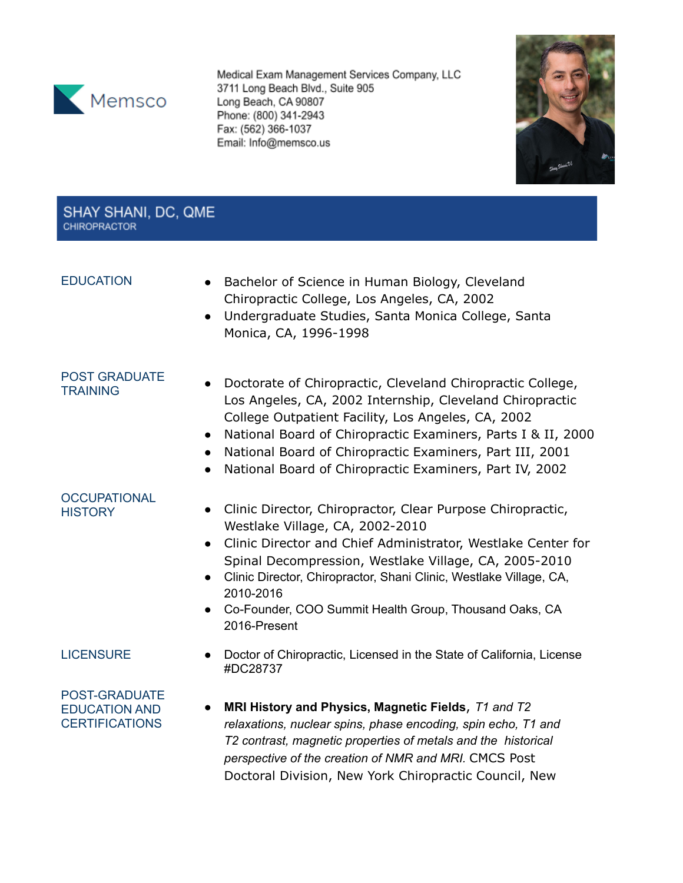Memsco

Medical Exam Management Services Company, LLC
3711 Long Beach Blvd., Suite 905
Long Beach, CA 90807
Phone: (800) 341-2943
Fax: (562) 366-1037
Email: Info@memsco.us

# SHAY SHANI, DC, QME
CHIROPRACTOR

## EDUCATION

- Bachelor of Science in Human Biology, Cleveland Chiropractic College, Los Angeles, CA, 2002
- Undergraduate Studies, Santa Monica College, Santa Monica, CA, 1996-1998

## POST GRADUATE TRAINING

- Doctorate of Chiropractic, Cleveland Chiropractic College, Los Angeles, CA, 2002 Internship, Cleveland Chiropractic College Outpatient Facility, Los Angeles, CA, 2002
- National Board of Chiropractic Examiners, Parts I & II, 2000
- National Board of Chiropractic Examiners, Part III, 2001
- National Board of Chiropractic Examiners, Part IV, 2002

## OCCUPATIONAL HISTORY

- Clinic Director, Chiropractor, Clear Purpose Chiropractic, Westlake Village, CA, 2002-2010
- Clinic Director and Chief Administrator, Westlake Center for Spinal Decompression, Westlake Village, CA, 2005-2010
- Clinic Director, Chiropractor, Shani Clinic, Westlake Village, CA, 2010-2016
- Co-Founder, COO Summit Health Group, Thousand Oaks, CA 2016-Present

## LICENSURE

- Doctor of Chiropractic, Licensed in the State of California, License #DC28737

## POST-GRADUATE EDUCATION AND CERTIFICATIONS

- **MRI History and Physics, Magnetic Fields**, *T1 and T2 relaxations, nuclear spins, phase encoding, spin echo, T1 and T2 contrast, magnetic properties of metals and the historical perspective of the creation of NMR and MRI.* CMCS Post Doctoral Division, New York Chiropractic Council, New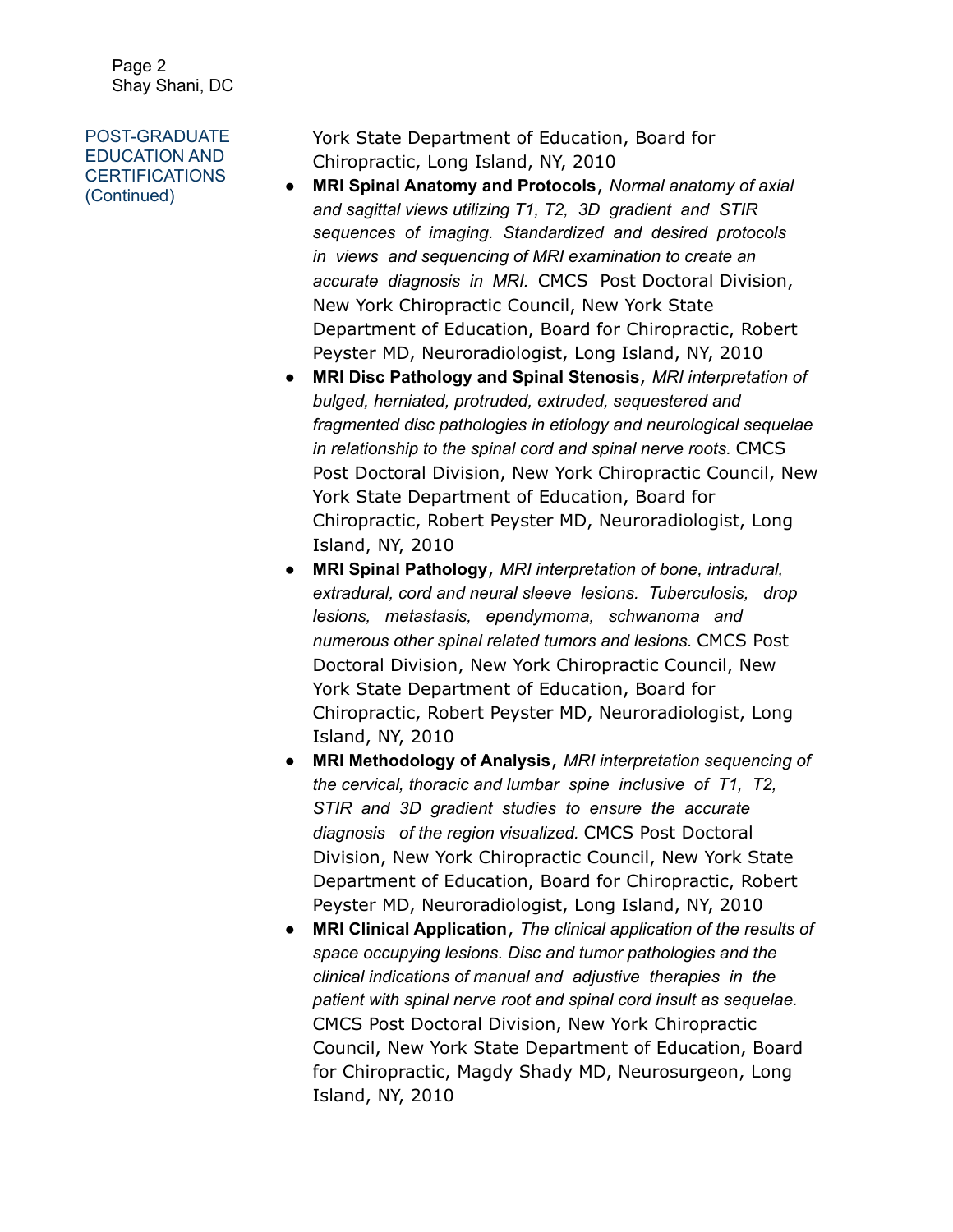## POST-GRADUATE EDUCATION AND CERTIFICATIONS (Continued)

York State Department of Education, Board for Chiropractic, Long Island, NY, 2010

- **MRI Spinal Anatomy and Protocols**, *Normal anatomy of axial and sagittal views utilizing T1, T2, 3D gradient and STIR sequences of imaging. Standardized and desired protocols in views and sequencing of MRI examination to create an accurate diagnosis in MRI.* CMCS Post Doctoral Division, New York Chiropractic Council, New York State Department of Education, Board for Chiropractic, Robert Peyster MD, Neuroradiologist, Long Island, NY, 2010
- **MRI Disc Pathology and Spinal Stenosis**, *MRI interpretation of bulged, herniated, protruded, extruded, sequestered and fragmented disc pathologies in etiology and neurological sequelae in relationship to the spinal cord and spinal nerve roots.* CMCS Post Doctoral Division, New York Chiropractic Council, New York State Department of Education, Board for Chiropractic, Robert Peyster MD, Neuroradiologist, Long Island, NY, 2010
- **MRI Spinal Pathology**, *MRI interpretation of bone, intradural, extradural, cord and neural sleeve lesions. Tuberculosis, drop lesions, metastasis, ependymoma, schwanoma and numerous other spinal related tumors and lesions.* CMCS Post Doctoral Division, New York Chiropractic Council, New York State Department of Education, Board for Chiropractic, Robert Peyster MD, Neuroradiologist, Long Island, NY, 2010
- **MRI Methodology of Analysis**, *MRI interpretation sequencing of the cervical, thoracic and lumbar spine inclusive of T1, T2, STIR and 3D gradient studies to ensure the accurate diagnosis of the region visualized.* CMCS Post Doctoral Division, New York Chiropractic Council, New York State Department of Education, Board for Chiropractic, Robert Peyster MD, Neuroradiologist, Long Island, NY, 2010
- **MRI Clinical Application**, *The clinical application of the results of space occupying lesions. Disc and tumor pathologies and the clinical indications of manual and adjustive therapies in the patient with spinal nerve root and spinal cord insult as sequelae.* CMCS Post Doctoral Division, New York Chiropractic Council, New York State Department of Education, Board for Chiropractic, Magdy Shady MD, Neurosurgeon, Long Island, NY, 2010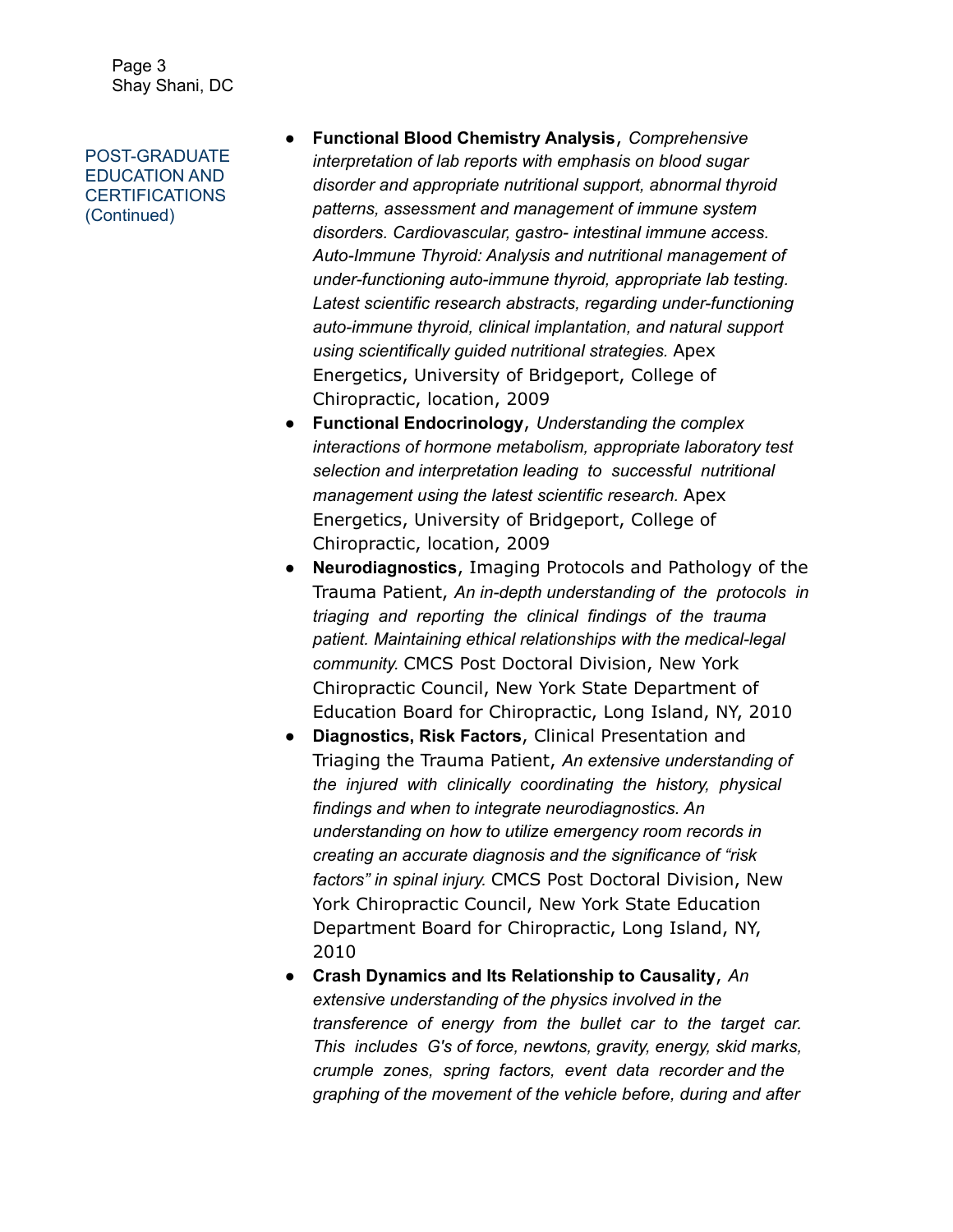POST-GRADUATE EDUCATION AND CERTIFICATIONS (Continued)

- **Functional Blood Chemistry Analysis**, *Comprehensive interpretation of lab reports with emphasis on blood sugar disorder and appropriate nutritional support, abnormal thyroid patterns, assessment and management of immune system disorders. Cardiovascular, gastro- intestinal immune access. Auto-Immune Thyroid: Analysis and nutritional management of under-functioning auto-immune thyroid, appropriate lab testing. Latest scientific research abstracts, regarding under-functioning auto-immune thyroid, clinical implantation, and natural support using scientifically guided nutritional strategies.* Apex Energetics, University of Bridgeport, College of Chiropractic, location, 2009
- **Functional Endocrinology**, *Understanding the complex interactions of hormone metabolism, appropriate laboratory test selection and interpretation leading to successful nutritional management using the latest scientific research.* Apex Energetics, University of Bridgeport, College of Chiropractic, location, 2009
- **Neurodiagnostics**, Imaging Protocols and Pathology of the Trauma Patient, *An in-depth understanding of the protocols in triaging and reporting the clinical findings of the trauma patient. Maintaining ethical relationships with the medical-legal community.* CMCS Post Doctoral Division, New York Chiropractic Council, New York State Department of Education Board for Chiropractic, Long Island, NY, 2010
- **Diagnostics**, **Risk Factors**, Clinical Presentation and Triaging the Trauma Patient, *An extensive understanding of the injured with clinically coordinating the history, physical findings and when to integrate neurodiagnostics. An understanding on how to utilize emergency room records in creating an accurate diagnosis and the significance of "risk factors" in spinal injury.* CMCS Post Doctoral Division, New York Chiropractic Council, New York State Education Department Board for Chiropractic, Long Island, NY, 2010
- **Crash Dynamics and Its Relationship to Causality**, *An extensive understanding of the physics involved in the transference of energy from the bullet car to the target car. This includes G's of force, newtons, gravity, energy, skid marks, crumple zones, spring factors, event data recorder and the graphing of the movement of the vehicle before, during and after*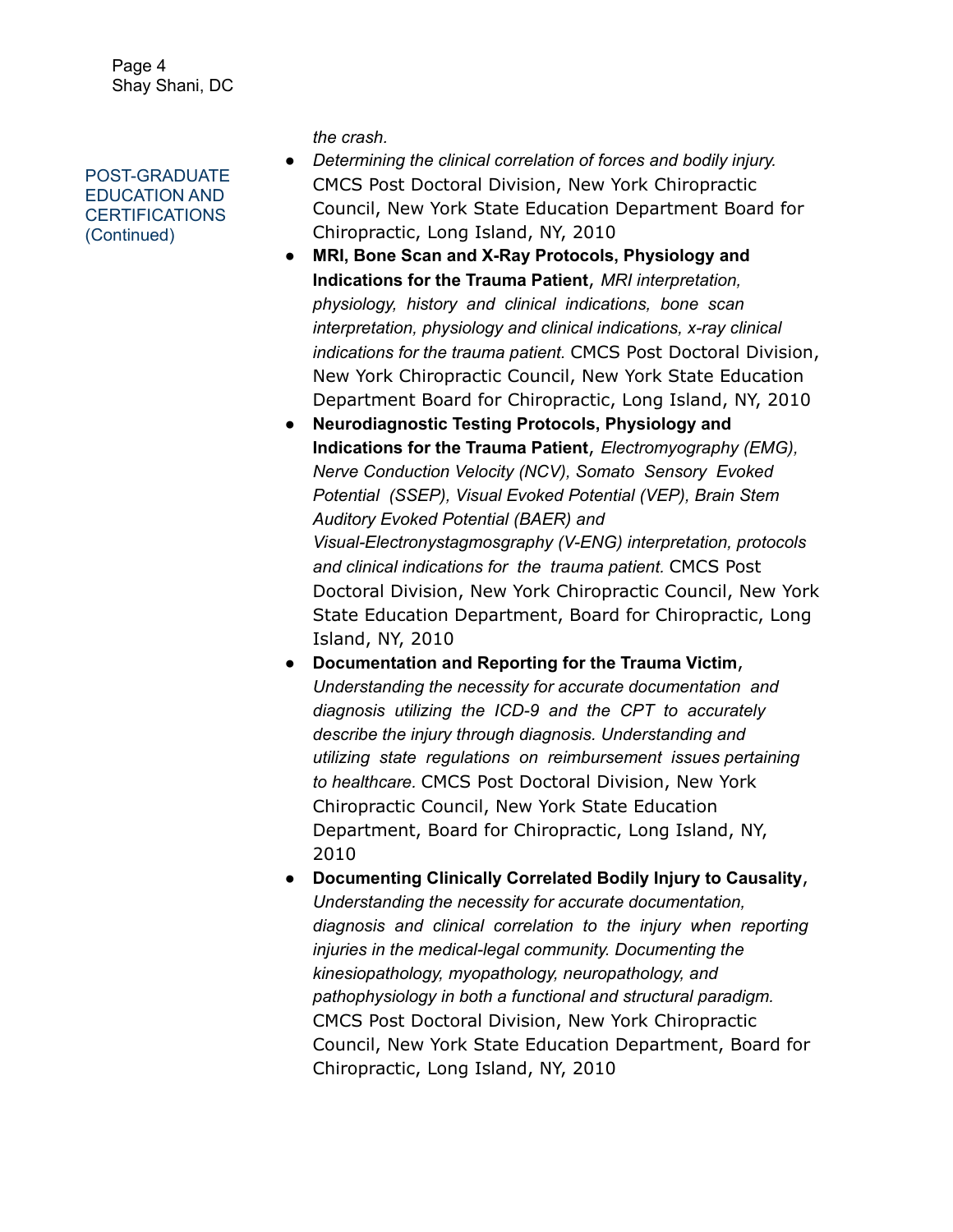## POST-GRADUATE EDUCATION AND CERTIFICATIONS (Continued)

*the crash.*

- *Determining the clinical correlation of forces and bodily injury.* CMCS Post Doctoral Division, New York Chiropractic Council, New York State Education Department Board for Chiropractic, Long Island, NY, 2010
- **MRI, Bone Scan and X-Ray Protocols, Physiology and Indications for the Trauma Patient**, *MRI interpretation, physiology, history and clinical indications, bone scan interpretation, physiology and clinical indications, x-ray clinical indications for the trauma patient.* CMCS Post Doctoral Division, New York Chiropractic Council, New York State Education Department Board for Chiropractic, Long Island, NY, 2010
- **Neurodiagnostic Testing Protocols, Physiology and Indications for the Trauma Patient**, *Electromyography (EMG), Nerve Conduction Velocity (NCV), Somato Sensory Evoked Potential (SSEP), Visual Evoked Potential (VEP), Brain Stem Auditory Evoked Potential (BAER) and Visual-Electronystagmosgraphy (V-ENG) interpretation, protocols and clinical indications for the trauma patient.* CMCS Post Doctoral Division, New York Chiropractic Council, New York State Education Department, Board for Chiropractic, Long Island, NY, 2010
- **Documentation and Reporting for the Trauma Victim**, *Understanding the necessity for accurate documentation and diagnosis utilizing the ICD-9 and the CPT to accurately describe the injury through diagnosis. Understanding and utilizing state regulations on reimbursement issues pertaining to healthcare.* CMCS Post Doctoral Division, New York Chiropractic Council, New York State Education Department, Board for Chiropractic, Long Island, NY, 2010
- **Documenting Clinically Correlated Bodily Injury to Causality**, *Understanding the necessity for accurate documentation, diagnosis and clinical correlation to the injury when reporting injuries in the medical-legal community. Documenting the kinesiopathology, myopathology, neuropathology, and pathophysiology in both a functional and structural paradigm.* CMCS Post Doctoral Division, New York Chiropractic Council, New York State Education Department, Board for Chiropractic, Long Island, NY, 2010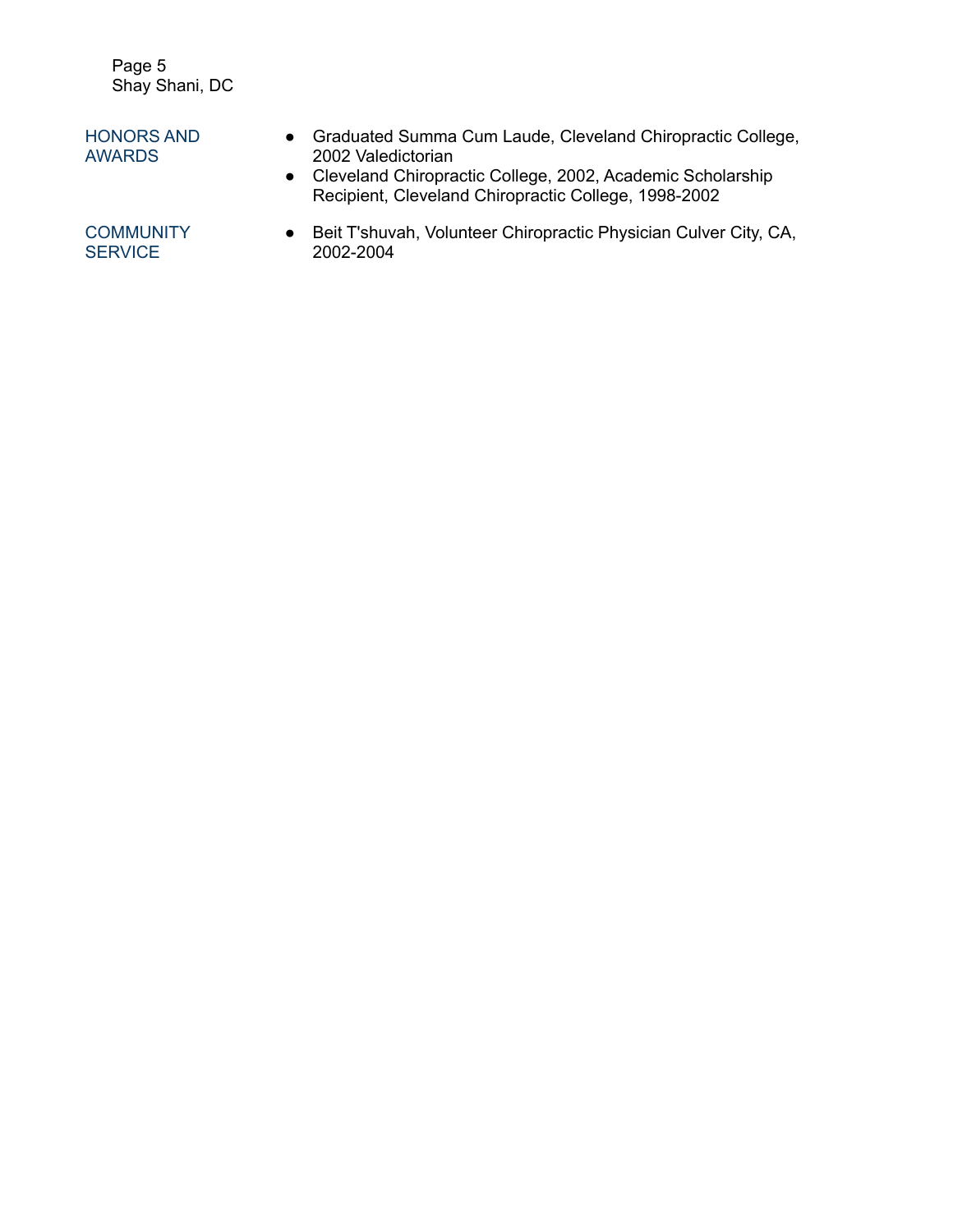## HONORS AND AWARDS

- Graduated Summa Cum Laude, Cleveland Chiropractic College, 2002 Valedictorian
- Cleveland Chiropractic College, 2002, Academic Scholarship Recipient, Cleveland Chiropractic College, 1998-2002

## COMMUNITY SERVICE

- Beit T'shuvah, Volunteer Chiropractic Physician Culver City, CA, 2002-2004